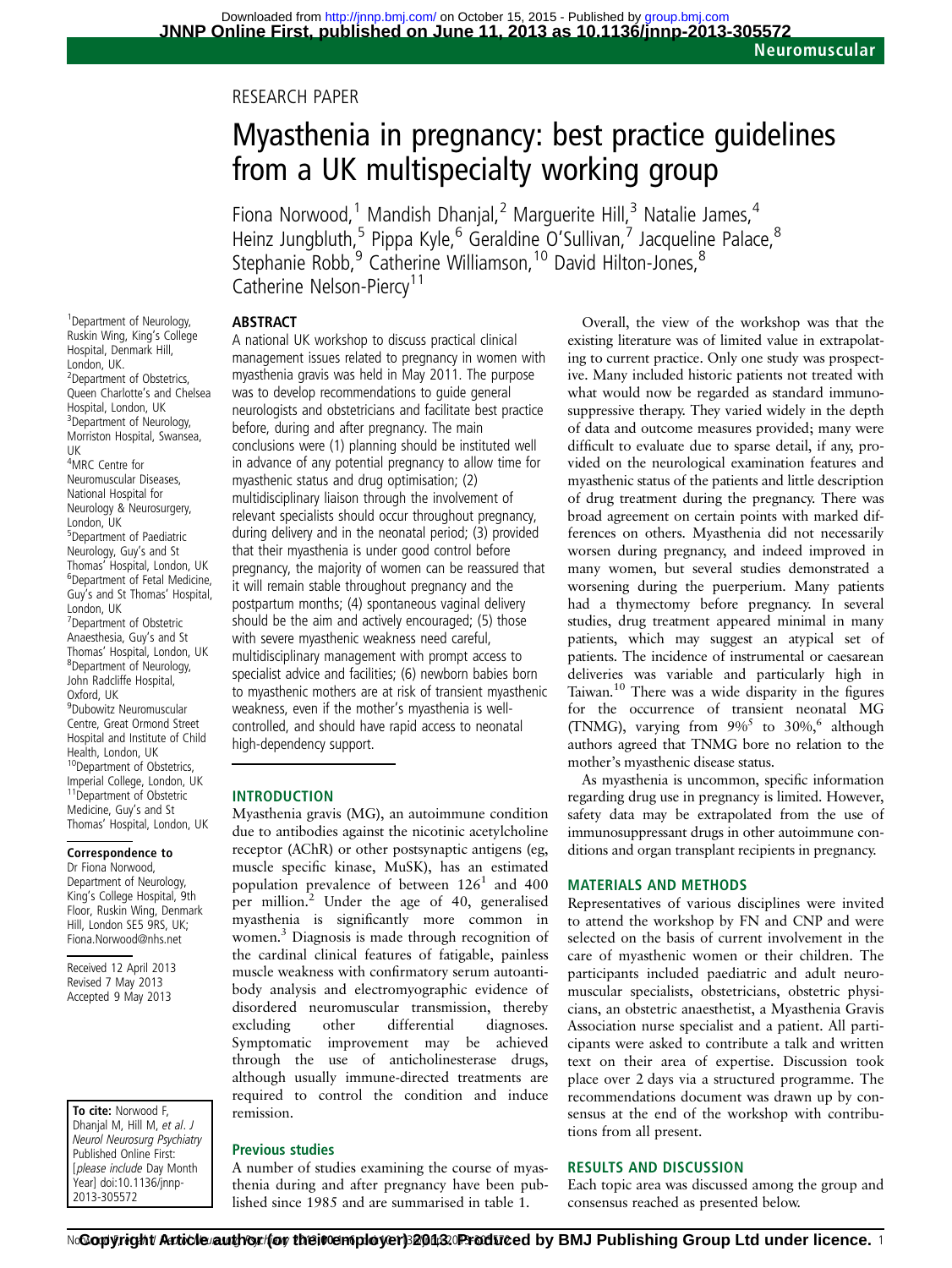RESEARCH PAPER

# Myasthenia in pregnancy: best practice guidelines from a UK multispecialty working group

Fiona Norwood,[1] Mandish Dhanjal,[2] Marguerite Hill,[3] Natalie James,[4] Heinz Jungbluth,[5] Pippa Kyle,[6] Geraldine O'Sullivan,[7] Jacqueline Palace,[8] Stephanie Robb,[9] Catherine Williamson,[10] David Hilton-Jones,[8] Catherine Nelson-Piercy[11]

[1]Department of Neurology, Ruskin Wing, King's College Hospital, Denmark Hill, London, UK.
[2]Department of Obstetrics, Queen Charlotte's and Chelsea Hospital, London, UK
[3]Department of Neurology, Morriston Hospital, Swansea, UK
[4]MRC Centre for Neuromuscular Diseases, National Hospital for Neurology & Neurosurgery, London, UK
[5]Department of Paediatric Neurology, Guy's and St Thomas' Hospital, London, UK
[6]Department of Fetal Medicine, Guy's and St Thomas' Hospital, London, UK
[7]Department of Obstetric Anaesthesia, Guy's and St Thomas' Hospital, London, UK
[8]Department of Neurology, John Radcliffe Hospital, Oxford, UK
[9]Dubowitz Neuromuscular Centre, Great Ormond Street Hospital and Institute of Child Health, London, UK
[10]Department of Obstetrics, Imperial College, London, UK
[11]Department of Obstetric Medicine, Guy's and St Thomas' Hospital, London, UK

**Correspondence to**
Dr Fiona Norwood, Department of Neurology, King's College Hospital, 9th Floor, Ruskin Wing, Denmark Hill, London SE5 9RS, UK; Fiona.Norwood@nhs.net

Received 12 April 2013
Revised 7 May 2013
Accepted 9 May 2013

**To cite:** Norwood F, Dhanjal M, Hill M, *et al*. *J Neurol Neurosurg Psychiatry* Published Online First: [*please include* Day Month Year] doi:10.1136/jnnp-2013-305572

## ABSTRACT

A national UK workshop to discuss practical clinical management issues related to pregnancy in women with myasthenia gravis was held in May 2011. The purpose was to develop recommendations to guide general neurologists and obstetricians and facilitate best practice before, during and after pregnancy. The main conclusions were (1) planning should be instituted well in advance of any potential pregnancy to allow time for myasthenic status and drug optimisation; (2) multidisciplinary liaison through the involvement of relevant specialists should occur throughout pregnancy, during delivery and in the neonatal period; (3) provided that their myasthenia is under good control before pregnancy, the majority of women can be reassured that it will remain stable throughout pregnancy and the postpartum months; (4) spontaneous vaginal delivery should be the aim and actively encouraged; (5) those with severe myasthenic weakness need careful, multidisciplinary management with prompt access to specialist advice and facilities; (6) newborn babies born to myasthenic mothers are at risk of transient myasthenic weakness, even if the mother's myasthenia is well-controlled, and should have rapid access to neonatal high-dependency support.

## INTRODUCTION

Myasthenia gravis (MG), an autoimmune condition due to antibodies against the nicotinic acetylcholine receptor (AChR) or other postsynaptic antigens (eg, muscle specific kinase, MuSK), has an estimated population prevalence of between 126[1] and 400 per million.[2] Under the age of 40, generalised myasthenia is significantly more common in women.[3] Diagnosis is made through recognition of the cardinal clinical features of fatigable, painless muscle weakness with confirmatory serum autoantibody analysis and electromyographic evidence of disordered neuromuscular transmission, thereby excluding other differential diagnoses. Symptomatic improvement may be achieved through the use of anticholinesterase drugs, although usually immune-directed treatments are required to control the condition and induce remission.

### Previous studies

A number of studies examining the course of myasthenia during and after pregnancy have been published since 1985 and are summarised in table 1.

Overall, the view of the workshop was that the existing literature was of limited value in extrapolating to current practice. Only one study was prospective. Many included historic patients not treated with what would now be regarded as standard immunosuppressive therapy. They varied widely in the depth of data and outcome measures provided; many were difficult to evaluate due to sparse detail, if any, provided on the neurological examination features and myasthenic status of the patients and little description of drug treatment during the pregnancy. There was broad agreement on certain points with marked differences on others. Myasthenia did not necessarily worsen during pregnancy, and indeed improved in many women, but several studies demonstrated a worsening during the puerperium. Many patients had a thymectomy before pregnancy. In several studies, drug treatment appeared minimal in many patients, which may suggest an atypical set of patients. The incidence of instrumental or caesarean deliveries was variable and particularly high in Taiwan.[10] There was a wide disparity in the figures for the occurrence of transient neonatal MG (TNMG), varying from 9%[5] to 30%,[6] although authors agreed that TNMG bore no relation to the mother's myasthenic disease status.

As myasthenia is uncommon, specific information regarding drug use in pregnancy is limited. However, safety data may be extrapolated from the use of immunosuppressant drugs in other autoimmune conditions and organ transplant recipients in pregnancy.

## MATERIALS AND METHODS

Representatives of various disciplines were invited to attend the workshop by FN and CNP and were selected on the basis of current involvement in the care of myasthenic women or their children. The participants included paediatric and adult neuromuscular specialists, obstetricians, obstetric physicians, an obstetric anaesthetist, a Myasthenia Gravis Association nurse specialist and a patient. All participants were asked to contribute a talk and written text on their area of expertise. Discussion took place over 2 days via a structured programme. The recommendations document was drawn up by consensus at the end of the workshop with contributions from all present.

## RESULTS AND DISCUSSION

Each topic area was discussed among the group and consensus reached as presented below.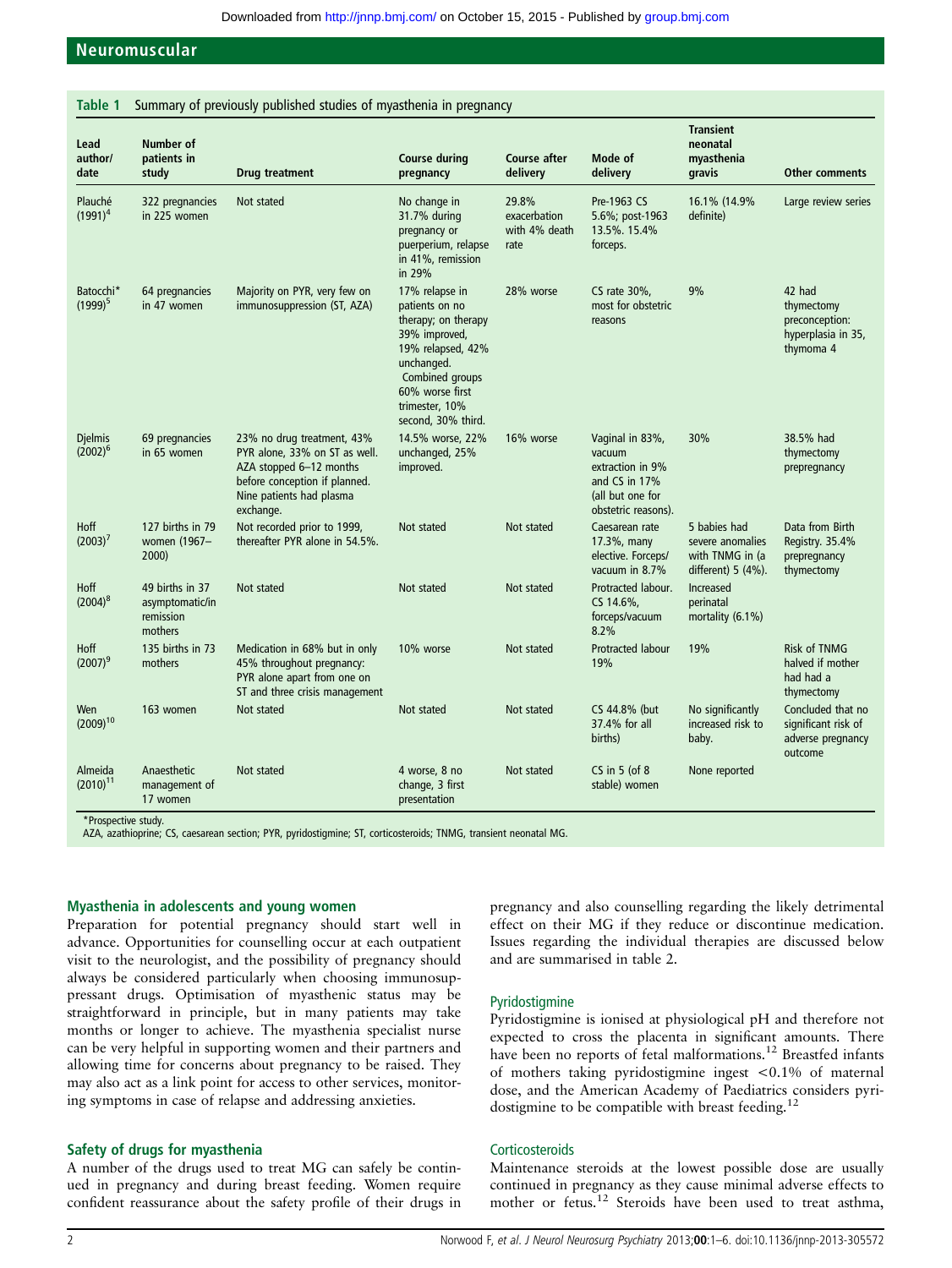**Table 1** Summary of previously published studies of myasthenia in pregnancy

| Lead author/ date | Number of patients in study | Drug treatment | Course during pregnancy | Course after delivery | Mode of delivery | Transient neonatal myasthenia gravis | Other comments |
|---|---|---|---|---|---|---|---|
| Plauché (1991)[4] | 322 pregnancies in 225 women | Not stated | No change in 31.7% during pregnancy or puerperium, relapse in 41%, remission in 29% | 29.8% exacerbation with 4% death rate | Pre-1963 CS 5.6%; post-1963 13.5%. 15.4% forceps. | 16.1% (14.9% definite) | Large review series |
| Batocchi* (1999)[5] | 64 pregnancies in 47 women | Majority on PYR, very few on immunosuppression (ST, AZA) | 17% relapse in patients on no therapy; on therapy 39% improved, 19% relapsed, 42% unchanged. Combined groups 60% worse first trimester, 10% second, 30% third. | 28% worse | CS rate 30%, most for obstetric reasons | 9% | 42 had thymectomy preconception: hyperplasia in 35, thymoma 4 |
| Djelmis (2002)[6] | 69 pregnancies in 65 women | 23% no drug treatment, 43% PYR alone, 33% on ST as well. AZA stopped 6–12 months before conception if planned. Nine patients had plasma exchange. | 14.5% worse, 22% unchanged, 25% improved. | 16% worse | Vaginal in 83%, vacuum extraction in 9% and CS in 17% (all but one for obstetric reasons). | 30% | 38.5% had thymectomy prepregnancy |
| Hoff (2003)[7] | 127 births in 79 women (1967–2000) | Not recorded prior to 1999, thereafter PYR alone in 54.5%. | Not stated | Not stated | Caesarean rate 17.3%, many elective. Forceps/ vacuum in 8.7% | 5 babies had severe anomalies with TNMG in (a different) 5 (4%). | Data from Birth Registry. 35.4% prepregnancy thymectomy |
| Hoff (2004)[8] | 49 births in 37 asymptomatic/in remission mothers | Not stated | Not stated | Not stated | Protracted labour. CS 14.6%, forceps/vacuum 8.2% | Increased perinatal mortality (6.1%) | |
| Hoff (2007)[9] | 135 births in 73 mothers | Medication in 68% but in only 45% throughout pregnancy: PYR alone apart from one on ST and three crisis management | 10% worse | Not stated | Protracted labour 19% | 19% | Risk of TNMG halved if mother had had a thymectomy |
| Wen (2009)[10] | 163 women | Not stated | Not stated | Not stated | CS 44.8% (but 37.4% for all births) | No significantly increased risk to baby. | Concluded that no significant risk of adverse pregnancy outcome |
| Almeida (2010)[11] | Anaesthetic management of 17 women | Not stated | 4 worse, 8 no change, 3 first presentation | Not stated | CS in 5 (of 8 stable) women | None reported | |

*Prospective study.
AZA, azathioprine; CS, caesarean section; PYR, pyridostigmine; ST, corticosteroids; TNMG, transient neonatal MG.

## Myasthenia in adolescents and young women

Preparation for potential pregnancy should start well in advance. Opportunities for counselling occur at each outpatient visit to the neurologist, and the possibility of pregnancy should always be considered particularly when choosing immunosuppressant drugs. Optimisation of myasthenic status may be straightforward in principle, but in many patients may take months or longer to achieve. The myasthenia specialist nurse can be very helpful in supporting women and their partners and allowing time for concerns about pregnancy to be raised. They may also act as a link point for access to other services, monitoring symptoms in case of relapse and addressing anxieties.

## Safety of drugs for myasthenia

A number of the drugs used to treat MG can safely be continued in pregnancy and during breast feeding. Women require confident reassurance about the safety profile of their drugs in pregnancy and also counselling regarding the likely detrimental effect on their MG if they reduce or discontinue medication. Issues regarding the individual therapies are discussed below and are summarised in table 2.

### Pyridostigmine

Pyridostigmine is ionised at physiological pH and therefore not expected to cross the placenta in significant amounts. There have been no reports of fetal malformations.[12] Breastfed infants of mothers taking pyridostigmine ingest <0.1% of maternal dose, and the American Academy of Paediatrics considers pyridostigmine to be compatible with breast feeding.[12]

### Corticosteroids

Maintenance steroids at the lowest possible dose are usually continued in pregnancy as they cause minimal adverse effects to mother or fetus.[12] Steroids have been used to treat asthma,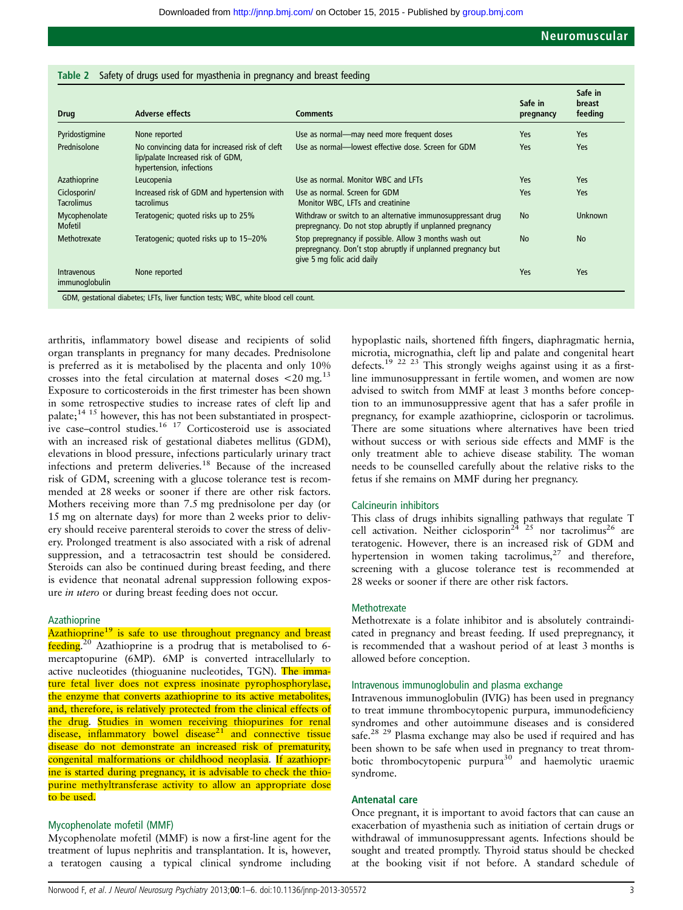**Table 2** Safety of drugs used for myasthenia in pregnancy and breast feeding

| Drug | Adverse effects | Comments | Safe in pregnancy | Safe in breast feeding |
|---|---|---|---|---|
| Pyridostigmine | None reported | Use as normal—may need more frequent doses | Yes | Yes |
| Prednisolone | No convincing data for increased risk of cleft lip/palate Increased risk of GDM, hypertension, infections | Use as normal—lowest effective dose. Screen for GDM | Yes | Yes |
| Azathioprine | Leucopenia | Use as normal. Monitor WBC and LFTs | Yes | Yes |
| Ciclosporin/ Tacrolimus | Increased risk of GDM and hypertension with tacrolimus | Use as normal. Screen for GDM Monitor WBC, LFTs and creatinine | Yes | Yes |
| Mycophenolate Mofetil | Teratogenic; quoted risks up to 25% | Withdraw or switch to an alternative immunosuppressant drug prepregnancy. Do not stop abruptly if unplanned pregnancy | No | Unknown |
| Methotrexate | Teratogenic; quoted risks up to 15–20% | Stop prepregnancy if possible. Allow 3 months wash out prepregnancy. Don't stop abruptly if unplanned pregnancy but give 5 mg folic acid daily | No | No |
| Intravenous immunoglobulin | None reported | | Yes | Yes |

GDM, gestational diabetes; LFTs, liver function tests; WBC, white blood cell count.

arthritis, inflammatory bowel disease and recipients of solid organ transplants in pregnancy for many decades. Prednisolone is preferred as it is metabolised by the placenta and only 10% crosses into the fetal circulation at maternal doses <20 mg.[13] Exposure to corticosteroids in the first trimester has been shown in some retrospective studies to increase rates of cleft lip and palate;[14 15] however, this has not been substantiated in prospective case–control studies.[16 17] Corticosteroid use is associated with an increased risk of gestational diabetes mellitus (GDM), elevations in blood pressure, infections particularly urinary tract infections and preterm deliveries.[18] Because of the increased risk of GDM, screening with a glucose tolerance test is recommended at 28 weeks or sooner if there are other risk factors. Mothers receiving more than 7.5 mg prednisolone per day (or 15 mg on alternate days) for more than 2 weeks prior to delivery should receive parenteral steroids to cover the stress of delivery. Prolonged treatment is also associated with a risk of adrenal suppression, and a tetracosactrin test should be considered. Steroids can also be continued during breast feeding, and there is evidence that neonatal adrenal suppression following exposure *in utero* or during breast feeding does not occur.

### Azathioprine

Azathioprine[19] is safe to use throughout pregnancy and breast feeding.[20] Azathioprine is a prodrug that is metabolised to 6-mercaptopurine (6MP). 6MP is converted intracellularly to active nucleotides (thioguanine nucleotides, TGN). The immature fetal liver does not express inosinate pyrophosphorylase, the enzyme that converts azathioprine to its active metabolites, and, therefore, is relatively protected from the clinical effects of the drug. Studies in women receiving thiopurines for renal disease, inflammatory bowel disease[21] and connective tissue disease do not demonstrate an increased risk of prematurity, congenital malformations or childhood neoplasia. If azathioprine is started during pregnancy, it is advisable to check the thiopurine methyltransferase activity to allow an appropriate dose to be used.

### Mycophenolate mofetil (MMF)

Mycophenolate mofetil (MMF) is now a first-line agent for the treatment of lupus nephritis and transplantation. It is, however, a teratogen causing a typical clinical syndrome including hypoplastic nails, shortened fifth fingers, diaphragmatic hernia, microtia, micrognathia, cleft lip and palate and congenital heart defects.[19 22 23] This strongly weighs against using it as a first-line immunosuppressant in fertile women, and women are now advised to switch from MMF at least 3 months before conception to an immunosuppressive agent that has a safer profile in pregnancy, for example azathioprine, ciclosporin or tacrolimus. There are some situations where alternatives have been tried without success or with serious side effects and MMF is the only treatment able to achieve disease stability. The woman needs to be counselled carefully about the relative risks to the fetus if she remains on MMF during her pregnancy.

### Calcineurin inhibitors

This class of drugs inhibits signalling pathways that regulate T cell activation. Neither ciclosporin[24 25] nor tacrolimus[26] are teratogenic. However, there is an increased risk of GDM and hypertension in women taking tacrolimus,[27] and therefore, screening with a glucose tolerance test is recommended at 28 weeks or sooner if there are other risk factors.

### Methotrexate

Methotrexate is a folate inhibitor and is absolutely contraindicated in pregnancy and breast feeding. If used prepregnancy, it is recommended that a washout period of at least 3 months is allowed before conception.

### Intravenous immunoglobulin and plasma exchange

Intravenous immunoglobulin (IVIG) has been used in pregnancy to treat immune thrombocytopenic purpura, immunodeficiency syndromes and other autoimmune diseases and is considered safe.[28 29] Plasma exchange may also be used if required and has been shown to be safe when used in pregnancy to treat thrombotic thrombocytopenic purpura[30] and haemolytic uraemic syndrome.

## Antenatal care

Once pregnant, it is important to avoid factors that can cause an exacerbation of myasthenia such as initiation of certain drugs or withdrawal of immunosuppressant agents. Infections should be sought and treated promptly. Thyroid status should be checked at the booking visit if not before. A standard schedule of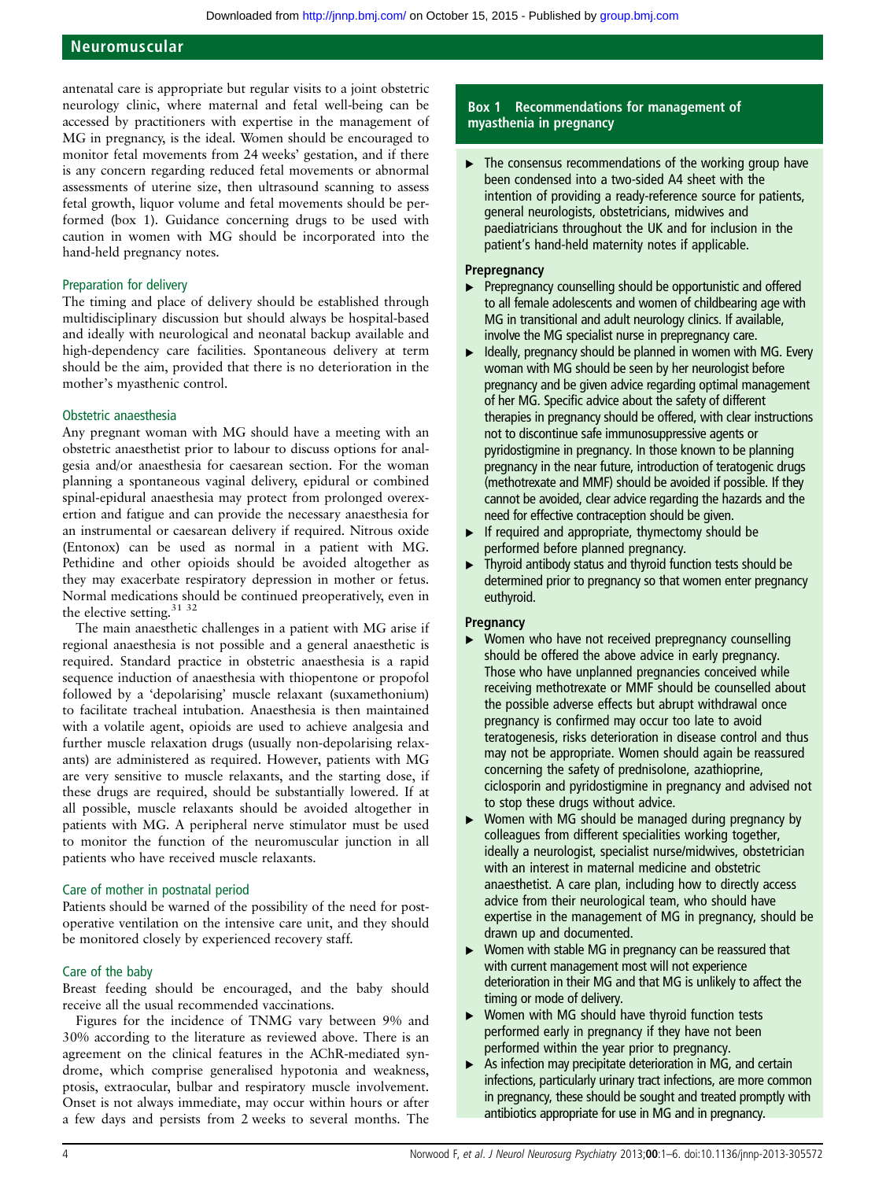antenatal care is appropriate but regular visits to a joint obstetric neurology clinic, where maternal and fetal well-being can be accessed by practitioners with expertise in the management of MG in pregnancy, is the ideal. Women should be encouraged to monitor fetal movements from 24 weeks' gestation, and if there is any concern regarding reduced fetal movements or abnormal assessments of uterine size, then ultrasound scanning to assess fetal growth, liquor volume and fetal movements should be performed (box 1). Guidance concerning drugs to be used with caution in women with MG should be incorporated into the hand-held pregnancy notes.

### Preparation for delivery

The timing and place of delivery should be established through multidisciplinary discussion but should always be hospital-based and ideally with neurological and neonatal backup available and high-dependency care facilities. Spontaneous delivery at term should be the aim, provided that there is no deterioration in the mother's myasthenic control.

### Obstetric anaesthesia

Any pregnant woman with MG should have a meeting with an obstetric anaesthetist prior to labour to discuss options for analgesia and/or anaesthesia for caesarean section. For the woman planning a spontaneous vaginal delivery, epidural or combined spinal-epidural anaesthesia may protect from prolonged overexertion and fatigue and can provide the necessary anaesthesia for an instrumental or caesarean delivery if required. Nitrous oxide (Entonox) can be used as normal in a patient with MG. Pethidine and other opioids should be avoided altogether as they may exacerbate respiratory depression in mother or fetus. Normal medications should be continued preoperatively, even in the elective setting.[31 32]

The main anaesthetic challenges in a patient with MG arise if regional anaesthesia is not possible and a general anaesthetic is required. Standard practice in obstetric anaesthesia is a rapid sequence induction of anaesthesia with thiopentone or propofol followed by a 'depolarising' muscle relaxant (suxamethonium) to facilitate tracheal intubation. Anaesthesia is then maintained with a volatile agent, opioids are used to achieve analgesia and further muscle relaxation drugs (usually non-depolarising relaxants) are administered as required. However, patients with MG are very sensitive to muscle relaxants, and the starting dose, if these drugs are required, should be substantially lowered. If at all possible, muscle relaxants should be avoided altogether in patients with MG. A peripheral nerve stimulator must be used to monitor the function of the neuromuscular junction in all patients who have received muscle relaxants.

### Care of mother in postnatal period

Patients should be warned of the possibility of the need for postoperative ventilation on the intensive care unit, and they should be monitored closely by experienced recovery staff.

### Care of the baby

Breast feeding should be encouraged, and the baby should receive all the usual recommended vaccinations.

Figures for the incidence of TNMG vary between 9% and 30% according to the literature as reviewed above. There is an agreement on the clinical features in the AChR-mediated syndrome, which comprise generalised hypotonia and weakness, ptosis, extraocular, bulbar and respiratory muscle involvement. Onset is not always immediate, may occur within hours or after a few days and persists from 2 weeks to several months. The

---

**Box 1 Recommendations for management of myasthenia in pregnancy**

- The consensus recommendations of the working group have been condensed into a two-sided A4 sheet with the intention of providing a ready-reference source for patients, general neurologists, obstetricians, midwives and paediatricians throughout the UK and for inclusion in the patient's hand-held maternity notes if applicable.

**Prepregnancy**

- Prepregnancy counselling should be opportunistic and offered to all female adolescents and women of childbearing age with MG in transitional and adult neurology clinics. If available, involve the MG specialist nurse in prepregnancy care.
- Ideally, pregnancy should be planned in women with MG. Every woman with MG should be seen by her neurologist before pregnancy and be given advice regarding optimal management of her MG. Specific advice about the safety of different therapies in pregnancy should be offered, with clear instructions not to discontinue safe immunosuppressive agents or pyridostigmine in pregnancy. In those known to be planning pregnancy in the near future, introduction of teratogenic drugs (methotrexate and MMF) should be avoided if possible. If they cannot be avoided, clear advice regarding the hazards and the need for effective contraception should be given.
- If required and appropriate, thymectomy should be performed before planned pregnancy.
- Thyroid antibody status and thyroid function tests should be determined prior to pregnancy so that women enter pregnancy euthyroid.

**Pregnancy**

- Women who have not received prepregnancy counselling should be offered the above advice in early pregnancy. Those who have unplanned pregnancies conceived while receiving methotrexate or MMF should be counselled about the possible adverse effects but abrupt withdrawal once pregnancy is confirmed may occur too late to avoid teratogenesis, risks deterioration in disease control and thus may not be appropriate. Women should again be reassured concerning the safety of prednisolone, azathioprine, ciclosporin and pyridostigmine in pregnancy and advised not to stop these drugs without advice.
- Women with MG should be managed during pregnancy by colleagues from different specialities working together, ideally a neurologist, specialist nurse/midwives, obstetrician with an interest in maternal medicine and obstetric anaesthetist. A care plan, including how to directly access advice from their neurological team, who should have expertise in the management of MG in pregnancy, should be drawn up and documented.
- Women with stable MG in pregnancy can be reassured that with current management most will not experience deterioration in their MG and that MG is unlikely to affect the timing or mode of delivery.
- Women with MG should have thyroid function tests performed early in pregnancy if they have not been performed within the year prior to pregnancy.
- As infection may precipitate deterioration in MG, and certain infections, particularly urinary tract infections, are more common in pregnancy, these should be sought and treated promptly with antibiotics appropriate for use in MG and in pregnancy.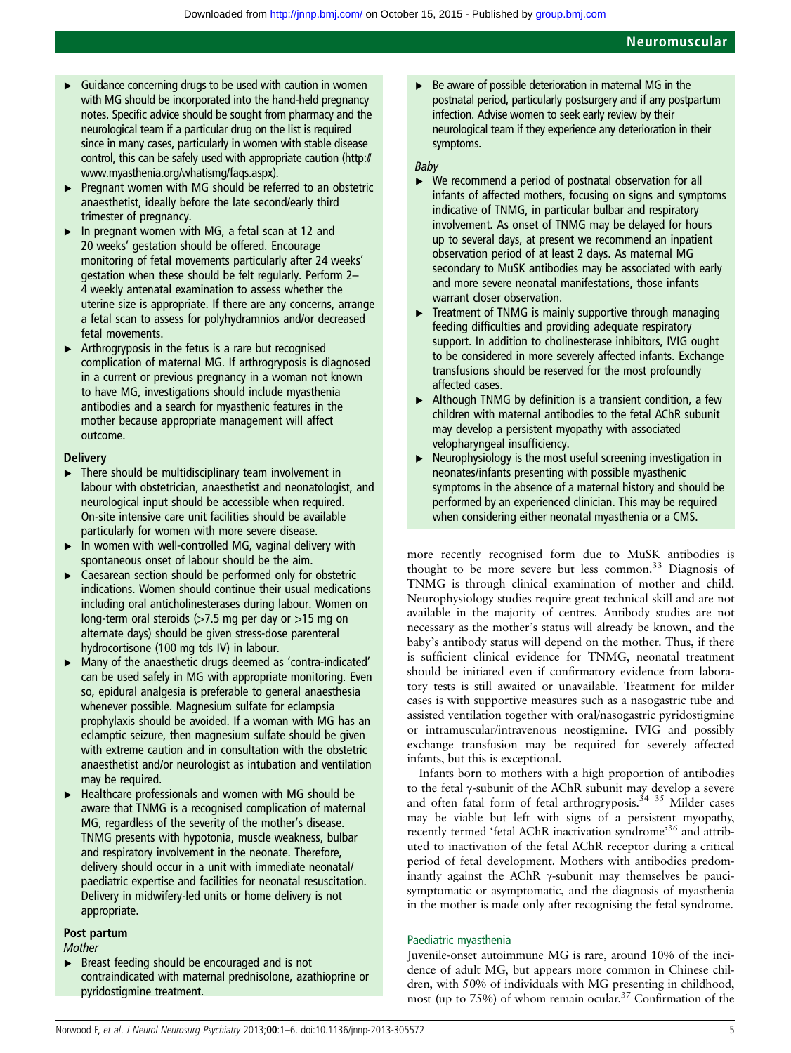- Guidance concerning drugs to be used with caution in women with MG should be incorporated into the hand-held pregnancy notes. Specific advice should be sought from pharmacy and the neurological team if a particular drug on the list is required since in many cases, particularly in women with stable disease control, this can be safely used with appropriate caution (http://www.myasthenia.org/whatismg/faqs.aspx).
- Pregnant women with MG should be referred to an obstetric anaesthetist, ideally before the late second/early third trimester of pregnancy.
- In pregnant women with MG, a fetal scan at 12 and 20 weeks' gestation should be offered. Encourage monitoring of fetal movements particularly after 24 weeks' gestation when these should be felt regularly. Perform 2–4 weekly antenatal examination to assess whether the uterine size is appropriate. If there are any concerns, arrange a fetal scan to assess for polyhydramnios and/or decreased fetal movements.
- Arthrogryposis in the fetus is a rare but recognised complication of maternal MG. If arthrogryposis is diagnosed in a current or previous pregnancy in a woman not known to have MG, investigations should include myasthenia antibodies and a search for myasthenic features in the mother because appropriate management will affect outcome.

**Delivery**

- There should be multidisciplinary team involvement in labour with obstetrician, anaesthetist and neonatologist, and neurological input should be accessible when required. On-site intensive care unit facilities should be available particularly for women with more severe disease.
- In women with well-controlled MG, vaginal delivery with spontaneous onset of labour should be the aim.
- Caesarean section should be performed only for obstetric indications. Women should continue their usual medications including oral anticholinesterases during labour. Women on long-term oral steroids (>7.5 mg per day or >15 mg on alternate days) should be given stress-dose parenteral hydrocortisone (100 mg tds IV) in labour.
- Many of the anaesthetic drugs deemed as 'contra-indicated' can be used safely in MG with appropriate monitoring. Even so, epidural analgesia is preferable to general anaesthesia whenever possible. Magnesium sulfate for eclampsia prophylaxis should be avoided. If a woman with MG has an eclamptic seizure, then magnesium sulfate should be given with extreme caution and in consultation with the obstetric anaesthetist and/or neurologist as intubation and ventilation may be required.
- Healthcare professionals and women with MG should be aware that TNMG is a recognised complication of maternal MG, regardless of the severity of the mother's disease. TNMG presents with hypotonia, muscle weakness, bulbar and respiratory involvement in the neonate. Therefore, delivery should occur in a unit with immediate neonatal/paediatric expertise and facilities for neonatal resuscitation. Delivery in midwifery-led units or home delivery is not appropriate.

**Post partum**

*Mother*

- Breast feeding should be encouraged and is not contraindicated with maternal prednisolone, azathioprine or pyridostigmine treatment.
- Be aware of possible deterioration in maternal MG in the postnatal period, particularly postsurgery and if any postpartum infection. Advise women to seek early review by their neurological team if they experience any deterioration in their symptoms.

*Baby*

- We recommend a period of postnatal observation for all infants of affected mothers, focusing on signs and symptoms indicative of TNMG, in particular bulbar and respiratory involvement. As onset of TNMG may be delayed for hours up to several days, at present we recommend an inpatient observation period of at least 2 days. As maternal MG secondary to MuSK antibodies may be associated with early and more severe neonatal manifestations, those infants warrant closer observation.
- Treatment of TNMG is mainly supportive through managing feeding difficulties and providing adequate respiratory support. In addition to cholinesterase inhibitors, IVIG ought to be considered in more severely affected infants. Exchange transfusions should be reserved for the most profoundly affected cases.
- Although TNMG by definition is a transient condition, a few children with maternal antibodies to the fetal AChR subunit may develop a persistent myopathy with associated velopharyngeal insufficiency.
- Neurophysiology is the most useful screening investigation in neonates/infants presenting with possible myasthenic symptoms in the absence of a maternal history and should be performed by an experienced clinician. This may be required when considering either neonatal myasthenia or a CMS.

more recently recognised form due to MuSK antibodies is thought to be more severe but less common.[33] Diagnosis of TNMG is through clinical examination of mother and child. Neurophysiology studies require great technical skill and are not available in the majority of centres. Antibody studies are not necessary as the mother's status will already be known, and the baby's antibody status will depend on the mother. Thus, if there is sufficient clinical evidence for TNMG, neonatal treatment should be initiated even if confirmatory evidence from laboratory tests is still awaited or unavailable. Treatment for milder cases is with supportive measures such as a nasogastric tube and assisted ventilation together with oral/nasogastric pyridostigmine or intramuscular/intravenous neostigmine. IVIG and possibly exchange transfusion may be required for severely affected infants, but this is exceptional.

Infants born to mothers with a high proportion of antibodies to the fetal γ-subunit of the AChR subunit may develop a severe and often fatal form of fetal arthrogryposis.[34 35] Milder cases may be viable but left with signs of a persistent myopathy, recently termed 'fetal AChR inactivation syndrome'[36] and attributed to inactivation of the fetal AChR receptor during a critical period of fetal development. Mothers with antibodies predominantly against the AChR γ-subunit may themselves be paucisymptomatic or asymptomatic, and the diagnosis of myasthenia in the mother is made only after recognising the fetal syndrome.

## Paediatric myasthenia

Juvenile-onset autoimmune MG is rare, around 10% of the incidence of adult MG, but appears more common in Chinese children, with 50% of individuals with MG presenting in childhood, most (up to 75%) of whom remain ocular.[37] Confirmation of the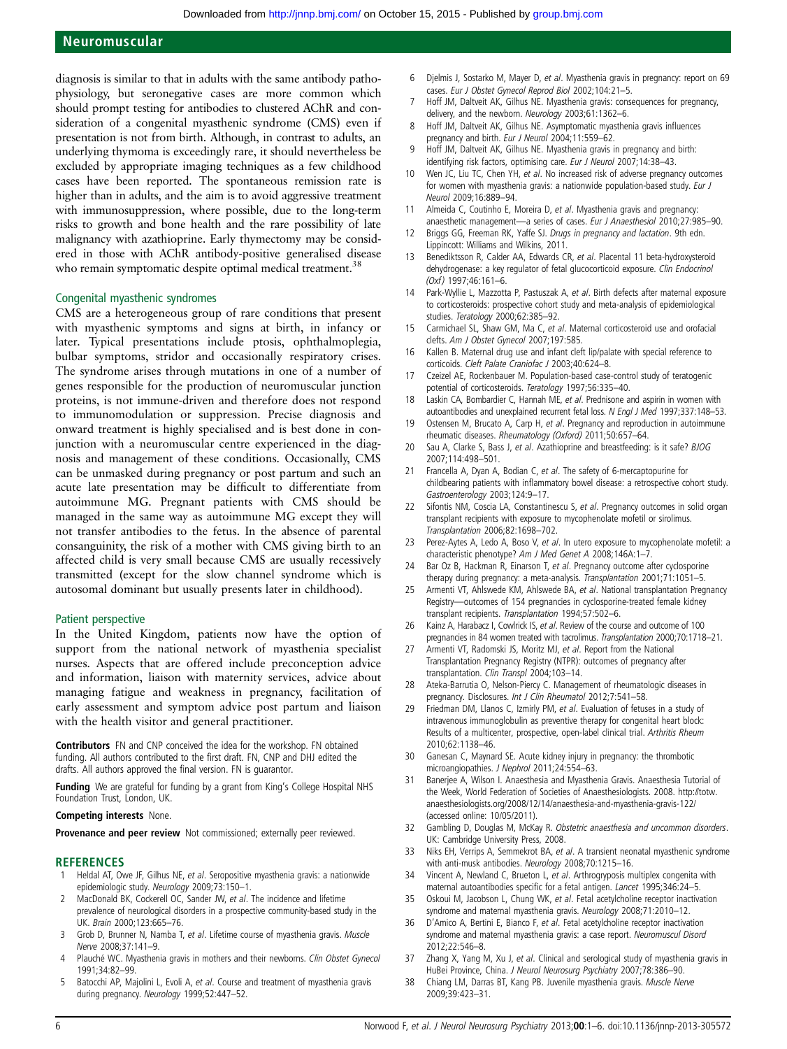diagnosis is similar to that in adults with the same antibody pathophysiology, but seronegative cases are more common which should prompt testing for antibodies to clustered AChR and consideration of a congenital myasthenic syndrome (CMS) even if presentation is not from birth. Although, in contrast to adults, an underlying thymoma is exceedingly rare, it should nevertheless be excluded by appropriate imaging techniques as a few childhood cases have been reported. The spontaneous remission rate is higher than in adults, and the aim is to avoid aggressive treatment with immunosuppression, where possible, due to the long-term risks to growth and bone health and the rare possibility of late malignancy with azathioprine. Early thymectomy may be considered in those with AChR antibody-positive generalised disease who remain symptomatic despite optimal medical treatment.[38]

## Congenital myasthenic syndromes

CMS are a heterogeneous group of rare conditions that present with myasthenic symptoms and signs at birth, in infancy or later. Typical presentations include ptosis, ophthalmoplegia, bulbar symptoms, stridor and occasionally respiratory crises. The syndrome arises through mutations in one of a number of genes responsible for the production of neuromuscular junction proteins, is not immune-driven and therefore does not respond to immunomodulation or suppression. Precise diagnosis and onward treatment is highly specialised and is best done in conjunction with a neuromuscular centre experienced in the diagnosis and management of these conditions. Occasionally, CMS can be unmasked during pregnancy or post partum and such an acute late presentation may be difficult to differentiate from autoimmune MG. Pregnant patients with CMS should be managed in the same way as autoimmune MG except they will not transfer antibodies to the fetus. In the absence of parental consanguinity, the risk of a mother with CMS giving birth to an affected child is very small because CMS are usually recessively transmitted (except for the slow channel syndrome which is autosomal dominant but usually presents later in childhood).

## Patient perspective

In the United Kingdom, patients now have the option of support from the national network of myasthenia specialist nurses. Aspects that are offered include preconception advice and information, liaison with maternity services, advice about managing fatigue and weakness in pregnancy, facilitation of early assessment and symptom advice post partum and liaison with the health visitor and general practitioner.

**Contributors** FN and CNP conceived the idea for the workshop. FN obtained funding. All authors contributed to the first draft. FN, CNP and DHJ edited the drafts. All authors approved the final version. FN is guarantor.

**Funding** We are grateful for funding by a grant from King's College Hospital NHS Foundation Trust, London, UK.

**Competing interests** None.

**Provenance and peer review** Not commissioned; externally peer reviewed.

## REFERENCES

1. Heldal AT, Owe JF, Gilhus NE, *et al*. Seropositive myasthenia gravis: a nationwide epidemiologic study. *Neurology* 2009;73:150–1.
2. MacDonald BK, Cockerell OC, Sander JW, *et al*. The incidence and lifetime prevalence of neurological disorders in a prospective community-based study in the UK. *Brain* 2000;123:665–76.
3. Grob D, Brunner N, Namba T, *et al*. Lifetime course of myasthenia gravis. *Muscle Nerve* 2008;37:141–9.
4. Plauché WC. Myasthenia gravis in mothers and their newborns. *Clin Obstet Gynecol* 1991;34:82–99.
5. Batocchi AP, Majolini L, Evoli A, *et al*. Course and treatment of myasthenia gravis during pregnancy. *Neurology* 1999;52:447–52.
6. Djelmis J, Sostarko M, Mayer D, *et al*. Myasthenia gravis in pregnancy: report on 69 cases. *Eur J Obstet Gynecol Reprod Biol* 2002;104:21–5.
7. Hoff JM, Daltveit AK, Gilhus NE. Myasthenia gravis: consequences for pregnancy, delivery, and the newborn. *Neurology* 2003;61:1362–6.
8. Hoff JM, Daltveit AK, Gilhus NE. Asymptomatic myasthenia gravis influences pregnancy and birth. *Eur J Neurol* 2004;11:559–62.
9. Hoff JM, Daltveit AK, Gilhus NE. Myasthenia gravis in pregnancy and birth: identifying risk factors, optimising care. *Eur J Neurol* 2007;14:38–43.
10. Wen JC, Liu TC, Chen YH, *et al*. No increased risk of adverse pregnancy outcomes for women with myasthenia gravis: a nationwide population-based study. *Eur J Neurol* 2009;16:889–94.
11. Almeida C, Coutinho E, Moreira D, *et al*. Myasthenia gravis and pregnancy: anaesthetic management—a series of cases. *Eur J Anaesthesiol* 2010;27:985–90.
12. Briggs GG, Freeman RK, Yaffe SJ. *Drugs in pregnancy and lactation*. 9th edn. Lippincott: Williams and Wilkins, 2011.
13. Benediktsson R, Calder AA, Edwards CR, *et al*. Placental 11 beta-hydroxysteroid dehydrogenase: a key regulator of fetal glucocorticoid exposure. *Clin Endocrinol (Oxf)* 1997;46:161–6.
14. Park-Wyllie L, Mazzotta P, Pastuszak A, *et al*. Birth defects after maternal exposure to corticosteroids: prospective cohort study and meta-analysis of epidemiological studies. *Teratology* 2000;62:385–92.
15. Carmichael SL, Shaw GM, Ma C, *et al*. Maternal corticosteroid use and orofacial clefts. *Am J Obstet Gynecol* 2007;197:585.
16. Kallen B. Maternal drug use and infant cleft lip/palate with special reference to corticoids. *Cleft Palate Craniofac J* 2003;40:624–8.
17. Czeizel AE, Rockenbauer M. Population-based case-control study of teratogenic potential of corticosteroids. *Teratology* 1997;56:335–40.
18. Laskin CA, Bombardier C, Hannah ME, *et al*. Prednisone and aspirin in women with autoantibodies and unexplained recurrent fetal loss. *N Engl J Med* 1997;337:148–53.
19. Ostensen M, Brucato A, Carp H, *et al*. Pregnancy and reproduction in autoimmune rheumatic diseases. *Rheumatology (Oxford)* 2011;50:657–64.
20. Sau A, Clarke S, Bass J, *et al*. Azathioprine and breastfeeding: is it safe? *BJOG* 2007;114:498–501.
21. Francella A, Dyan A, Bodian C, *et al*. The safety of 6-mercaptopurine for childbearing patients with inflammatory bowel disease: a retrospective cohort study. *Gastroenterology* 2003;124:9–17.
22. Sifontis NM, Coscia LA, Constantinescu S, *et al*. Pregnancy outcomes in solid organ transplant recipients with exposure to mycophenolate mofetil or sirolimus. *Transplantation* 2006;82:1698–702.
23. Perez-Aytes A, Ledo A, Boso V, *et al*. In utero exposure to mycophenolate mofetil: a characteristic phenotype? *Am J Med Genet A* 2008;146A:1–7.
24. Bar Oz B, Hackman R, Einarson T, *et al*. Pregnancy outcome after cyclosporine therapy during pregnancy: a meta-analysis. *Transplantation* 2001;71:1051–5.
25. Armenti VT, Ahlswede KM, Ahlswede BA, *et al*. National transplantation Pregnancy Registry—outcomes of 154 pregnancies in cyclosporine-treated female kidney transplant recipients. *Transplantation* 1994;57:502–6.
26. Kainz A, Harabacz I, Cowlrick IS, *et al*. Review of the course and outcome of 100 pregnancies in 84 women treated with tacrolimus. *Transplantation* 2000;70:1718–21.
27. Armenti VT, Radomski JS, Moritz MJ, *et al*. Report from the National Transplantation Pregnancy Registry (NTPR): outcomes of pregnancy after transplantation. *Clin Transpl* 2004;103–14.
28. Ateka-Barrutia O, Nelson-Piercy C. Management of rheumatologic diseases in pregnancy. Disclosures. *Int J Clin Rheumatol* 2012;7:541–58.
29. Friedman DM, Llanos C, Izmirly PM, *et al*. Evaluation of fetuses in a study of intravenous immunoglobulin as preventive therapy for congenital heart block: Results of a multicenter, prospective, open-label clinical trial. *Arthritis Rheum* 2010;62:1138–46.
30. Ganesan C, Maynard SE. Acute kidney injury in pregnancy: the thrombotic microangiopathies. *J Nephrol* 2011;24:554–63.
31. Banerjee A, Wilson I. Anaesthesia and Myasthenia Gravis. Anaesthesia Tutorial of the Week, World Federation of Societies of Anaesthesiologists. 2008. http://totw.anaesthesiologists.org/2008/12/14/anaesthesia-and-myasthenia-gravis-122/ (accessed online: 10/05/2011).
32. Gambling D, Douglas M, McKay R. *Obstetric anaesthesia and uncommon disorders*. UK: Cambridge University Press, 2008.
33. Niks EH, Verrips A, Semmekrot BA, *et al*. A transient neonatal myasthenic syndrome with anti-musk antibodies. *Neurology* 2008;70:1215–16.
34. Vincent A, Newland C, Brueton L, *et al*. Arthrogryposis multiplex congenita with maternal autoantibodies specific for a fetal antigen. *Lancet* 1995;346:24–5.
35. Oskoui M, Jacobson L, Chung WK, *et al*. Fetal acetylcholine receptor inactivation syndrome and maternal myasthenia gravis. *Neurology* 2008;71:2010–12.
36. D'Amico A, Bertini E, Bianco F, *et al*. Fetal acetylcholine receptor inactivation syndrome and maternal myasthenia gravis: a case report. *Neuromuscul Disord* 2012;22:546–8.
37. Zhang X, Yang M, Xu J, *et al*. Clinical and serological study of myasthenia gravis in HuBei Province, China. *J Neurol Neurosurg Psychiatry* 2007;78:386–90.
38. Chiang LM, Darras BT, Kang PB. Juvenile myasthenia gravis. *Muscle Nerve* 2009;39:423–31.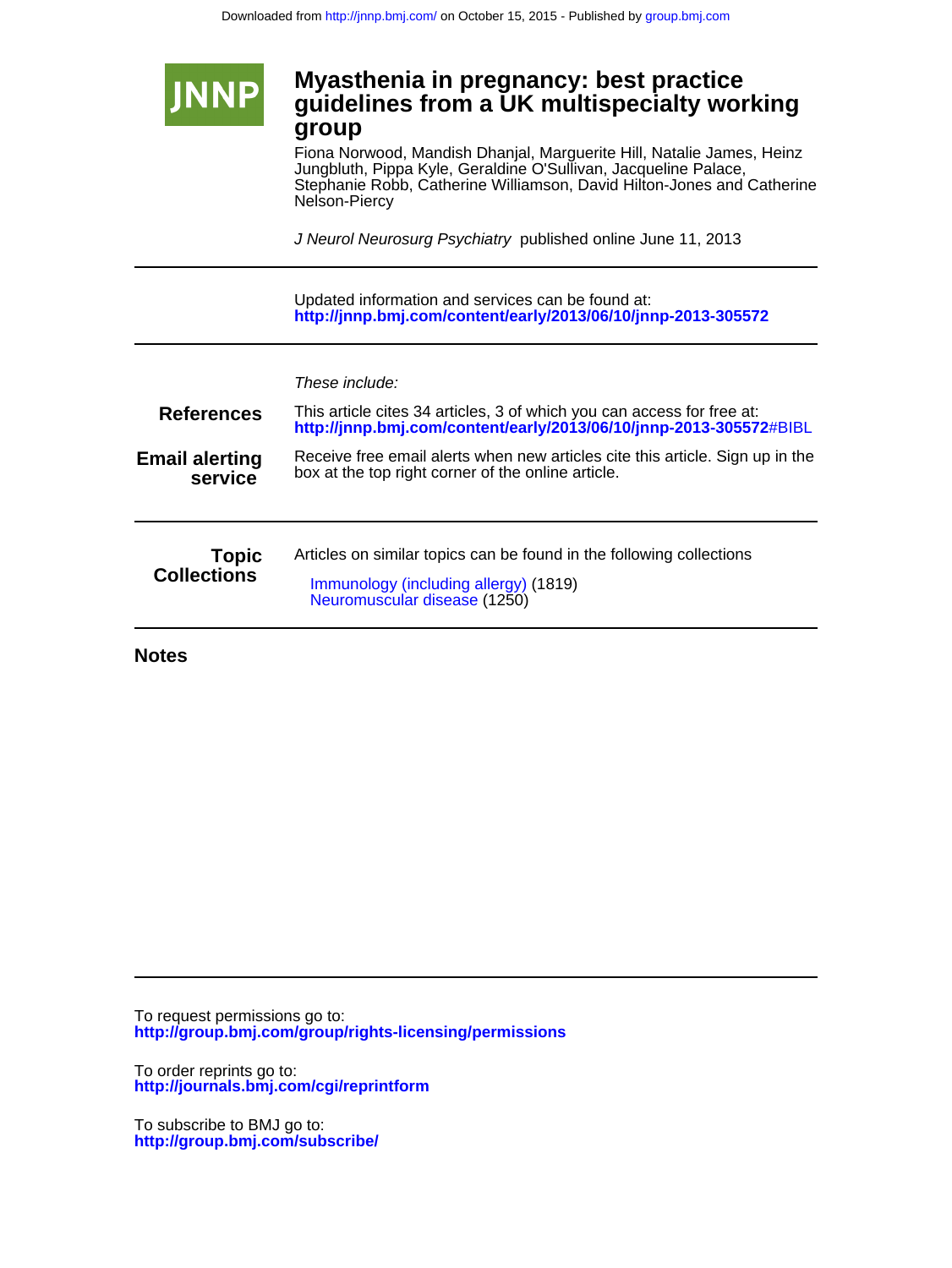Downloaded from http://jnnp.bmj.com/ on October 15, 2015 - Published by group.bmj.com

JNNP

# Myasthenia in pregnancy: best practice guidelines from a UK multispecialty working group

Fiona Norwood, Mandish Dhanjal, Marguerite Hill, Natalie James, Heinz Jungbluth, Pippa Kyle, Geraldine O'Sullivan, Jacqueline Palace, Stephanie Robb, Catherine Williamson, David Hilton-Jones and Catherine Nelson-Piercy

*J Neurol Neurosurg Psychiatry* published online June 11, 2013

Updated information and services can be found at:
**http://jnnp.bmj.com/content/early/2013/06/10/jnnp-2013-305572**

*These include:*

**References**
This article cites 34 articles, 3 of which you can access for free at:
**http://jnnp.bmj.com/content/early/2013/06/10/jnnp-2013-305572**#BIBL

**Email alerting service**
Receive free email alerts when new articles cite this article. Sign up in the box at the top right corner of the online article.

**Topic Collections**
Articles on similar topics can be found in the following collections

Immunology (including allergy) (1819)
Neuromuscular disease (1250)

## Notes

To request permissions go to:
**http://group.bmj.com/group/rights-licensing/permissions**

To order reprints go to:
**http://journals.bmj.com/cgi/reprintform**

To subscribe to BMJ go to:
**http://group.bmj.com/subscribe/**